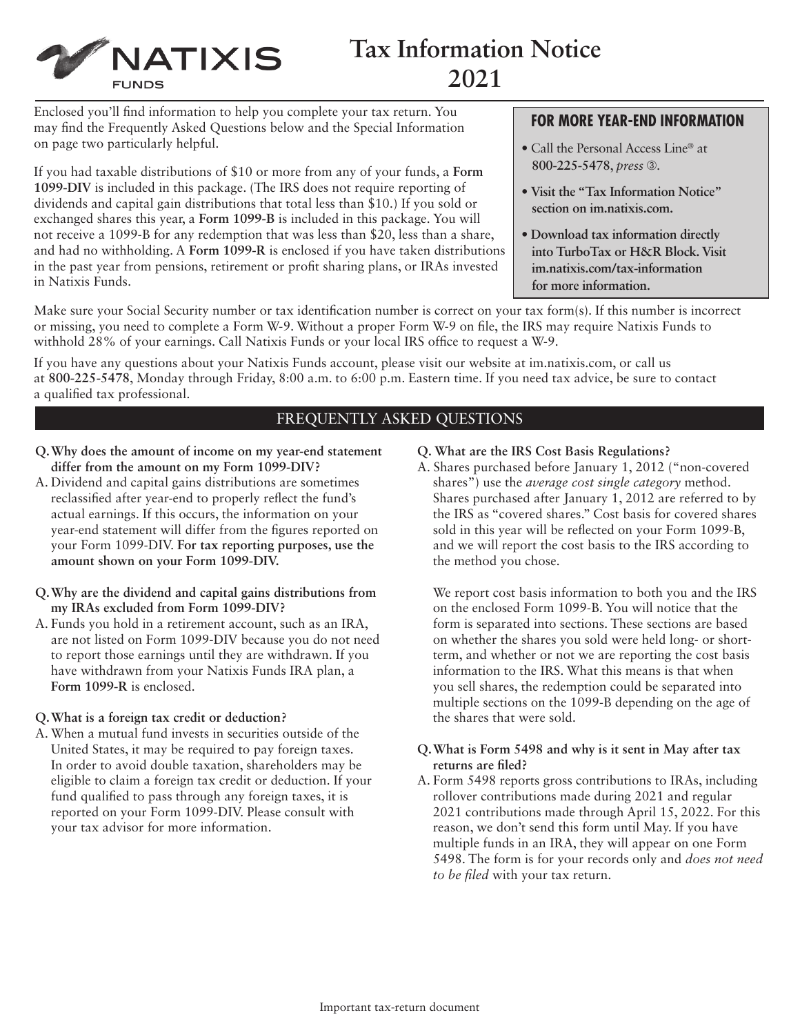# Tax Information Notice 2021

Enclosed you'll find information to help you complete your tax return. You may find the Frequently Asked Questions below and the Special Information on page two particularly helpful.

If you had taxable distributions of $10 or more from any of your funds, a **Form 1099-DIV** is included in this package. (The IRS does not require reporting of dividends and capital gain distributions that total less than $10.) If you sold or exchanged shares this year, a **Form 1099-B** is included in this package. You will not receive a 1099-B for any redemption that was less than $20, less than a share, and had no withholding. A **Form 1099-R** is enclosed if you have taken distributions in the past year from pensions, retirement or profit sharing plans, or IRAs invested in Natixis Funds.

### FOR MORE YEAR-END INFORMATION

- Call the Personal Access Line® at **800-225-5478**, *press* ③.
- **Visit the "Tax Information Notice" section on im.natixis.com.**
- **Download tax information directly into TurboTax or H&R Block. Visit im.natixis.com/tax-information for more information.**

Make sure your Social Security number or tax identification number is correct on your tax form(s). If this number is incorrect or missing, you need to complete a Form W-9. Without a proper Form W-9 on file, the IRS may require Natixis Funds to withhold 28% of your earnings. Call Natixis Funds or your local IRS office to request a W-9.

If you have any questions about your Natixis Funds account, please visit our website at im.natixis.com, or call us at **800-225-5478**, Monday through Friday, 8:00 a.m. to 6:00 p.m. Eastern time. If you need tax advice, be sure to contact a qualified tax professional.

## FREQUENTLY ASKED QUESTIONS

**Q. Why does the amount of income on my year-end statement differ from the amount on my Form 1099-DIV?**

A. Dividend and capital gains distributions are sometimes reclassified after year-end to properly reflect the fund's actual earnings. If this occurs, the information on your year-end statement will differ from the figures reported on your Form 1099-DIV. **For tax reporting purposes, use the amount shown on your Form 1099-DIV.**

**Q. Why are the dividend and capital gains distributions from my IRAs excluded from Form 1099-DIV?**

A. Funds you hold in a retirement account, such as an IRA, are not listed on Form 1099-DIV because you do not need to report those earnings until they are withdrawn. If you have withdrawn from your Natixis Funds IRA plan, a **Form 1099-R** is enclosed.

**Q. What is a foreign tax credit or deduction?**

A. When a mutual fund invests in securities outside of the United States, it may be required to pay foreign taxes. In order to avoid double taxation, shareholders may be eligible to claim a foreign tax credit or deduction. If your fund qualified to pass through any foreign taxes, it is reported on your Form 1099-DIV. Please consult with your tax advisor for more information.

**Q. What are the IRS Cost Basis Regulations?**

A. Shares purchased before January 1, 2012 ("non-covered shares") use the *average cost single category* method. Shares purchased after January 1, 2012 are referred to by the IRS as "covered shares." Cost basis for covered shares sold in this year will be reflected on your Form 1099-B, and we will report the cost basis to the IRS according to the method you chose.

We report cost basis information to both you and the IRS on the enclosed Form 1099-B. You will notice that the form is separated into sections. These sections are based on whether the shares you sold were held long- or short-term, and whether or not we are reporting the cost basis information to the IRS. What this means is that when you sell shares, the redemption could be separated into multiple sections on the 1099-B depending on the age of the shares that were sold.

**Q. What is Form 5498 and why is it sent in May after tax returns are filed?**

A. Form 5498 reports gross contributions to IRAs, including rollover contributions made during 2021 and regular 2021 contributions made through April 15, 2022. For this reason, we don't send this form until May. If you have multiple funds in an IRA, they will appear on one Form 5498. The form is for your records only and *does not need to be filed* with your tax return.

Important tax-return document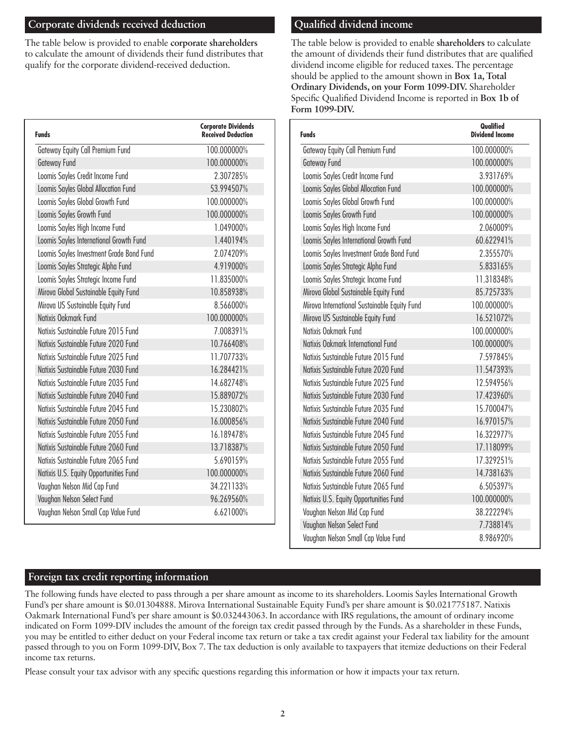## Corporate dividends received deduction

The table below is provided to enable **corporate shareholders** to calculate the amount of dividends their fund distributes that qualify for the corporate dividend-received deduction.

| Funds | Corporate Dividends Received Deduction |
|---|---|
| Gateway Equity Call Premium Fund | 100.000000% |
| Gateway Fund | 100.000000% |
| Loomis Sayles Credit Income Fund | 2.307285% |
| Loomis Sayles Global Allocation Fund | 53.994507% |
| Loomis Sayles Global Growth Fund | 100.000000% |
| Loomis Sayles Growth Fund | 100.000000% |
| Loomis Sayles High Income Fund | 1.049000% |
| Loomis Sayles International Growth Fund | 1.440194% |
| Loomis Sayles Investment Grade Bond Fund | 2.074209% |
| Loomis Sayles Strategic Alpha Fund | 4.919000% |
| Loomis Sayles Strategic Income Fund | 11.835000% |
| Mirova Global Sustainable Equity Fund | 10.858938% |
| Mirova US Sustainable Equity Fund | 8.566000% |
| Natixis Oakmark Fund | 100.000000% |
| Natixis Sustainable Future 2015 Fund | 7.008391% |
| Natixis Sustainable Future 2020 Fund | 10.766408% |
| Natixis Sustainable Future 2025 Fund | 11.707733% |
| Natixis Sustainable Future 2030 Fund | 16.284421% |
| Natixis Sustainable Future 2035 Fund | 14.682748% |
| Natixis Sustainable Future 2040 Fund | 15.889072% |
| Natixis Sustainable Future 2045 Fund | 15.230802% |
| Natixis Sustainable Future 2050 Fund | 16.000856% |
| Natixis Sustainable Future 2055 Fund | 16.189478% |
| Natixis Sustainable Future 2060 Fund | 13.718387% |
| Natixis Sustainable Future 2065 Fund | 5.690159% |
| Natixis U.S. Equity Opportunities Fund | 100.000000% |
| Vaughan Nelson Mid Cap Fund | 34.221133% |
| Vaughan Nelson Select Fund | 96.269560% |
| Vaughan Nelson Small Cap Value Fund | 6.621000% |

## Qualified dividend income

The table below is provided to enable **shareholders** to calculate the amount of dividends their fund distributes that are qualified dividend income eligible for reduced taxes. The percentage should be applied to the amount shown in **Box 1a, Total Ordinary Dividends, on your Form 1099-DIV.** Shareholder Specific Qualified Dividend Income is reported in **Box 1b of Form 1099-DIV.**

| Funds | Qualified Dividend Income |
|---|---|
| Gateway Equity Call Premium Fund | 100.000000% |
| Gateway Fund | 100.000000% |
| Loomis Sayles Credit Income Fund | 3.931769% |
| Loomis Sayles Global Allocation Fund | 100.000000% |
| Loomis Sayles Global Growth Fund | 100.000000% |
| Loomis Sayles Growth Fund | 100.000000% |
| Loomis Sayles High Income Fund | 2.060009% |
| Loomis Sayles International Growth Fund | 60.622941% |
| Loomis Sayles Investment Grade Bond Fund | 2.355570% |
| Loomis Sayles Strategic Alpha Fund | 5.833165% |
| Loomis Sayles Strategic Income Fund | 11.318348% |
| Mirova Global Sustainable Equity Fund | 85.725733% |
| Mirova International Sustainable Equity Fund | 100.000000% |
| Mirova US Sustainable Equity Fund | 16.521072% |
| Natixis Oakmark Fund | 100.000000% |
| Natixis Oakmark International Fund | 100.000000% |
| Natixis Sustainable Future 2015 Fund | 7.597845% |
| Natixis Sustainable Future 2020 Fund | 11.547393% |
| Natixis Sustainable Future 2025 Fund | 12.594956% |
| Natixis Sustainable Future 2030 Fund | 17.423960% |
| Natixis Sustainable Future 2035 Fund | 15.700047% |
| Natixis Sustainable Future 2040 Fund | 16.970157% |
| Natixis Sustainable Future 2045 Fund | 16.322977% |
| Natixis Sustainable Future 2050 Fund | 17.118099% |
| Natixis Sustainable Future 2055 Fund | 17.329251% |
| Natixis Sustainable Future 2060 Fund | 14.738163% |
| Natixis Sustainable Future 2065 Fund | 6.505397% |
| Natixis U.S. Equity Opportunities Fund | 100.000000% |
| Vaughan Nelson Mid Cap Fund | 38.222294% |
| Vaughan Nelson Select Fund | 7.738814% |
| Vaughan Nelson Small Cap Value Fund | 8.986920% |

## Foreign tax credit reporting information

The following funds have elected to pass through a per share amount as income to its shareholders. Loomis Sayles International Growth Fund's per share amount is $0.01304888. Mirova International Sustainable Equity Fund's per share amount is $0.021775187. Natixis Oakmark International Fund's per share amount is $0.032443063. In accordance with IRS regulations, the amount of ordinary income indicated on Form 1099-DIV includes the amount of the foreign tax credit passed through by the Funds. As a shareholder in these Funds, you may be entitled to either deduct on your Federal income tax return or take a tax credit against your Federal tax liability for the amount passed through to you on Form 1099-DIV, Box 7. The tax deduction is only available to taxpayers that itemize deductions on their Federal income tax returns.

Please consult your tax advisor with any specific questions regarding this information or how it impacts your tax return.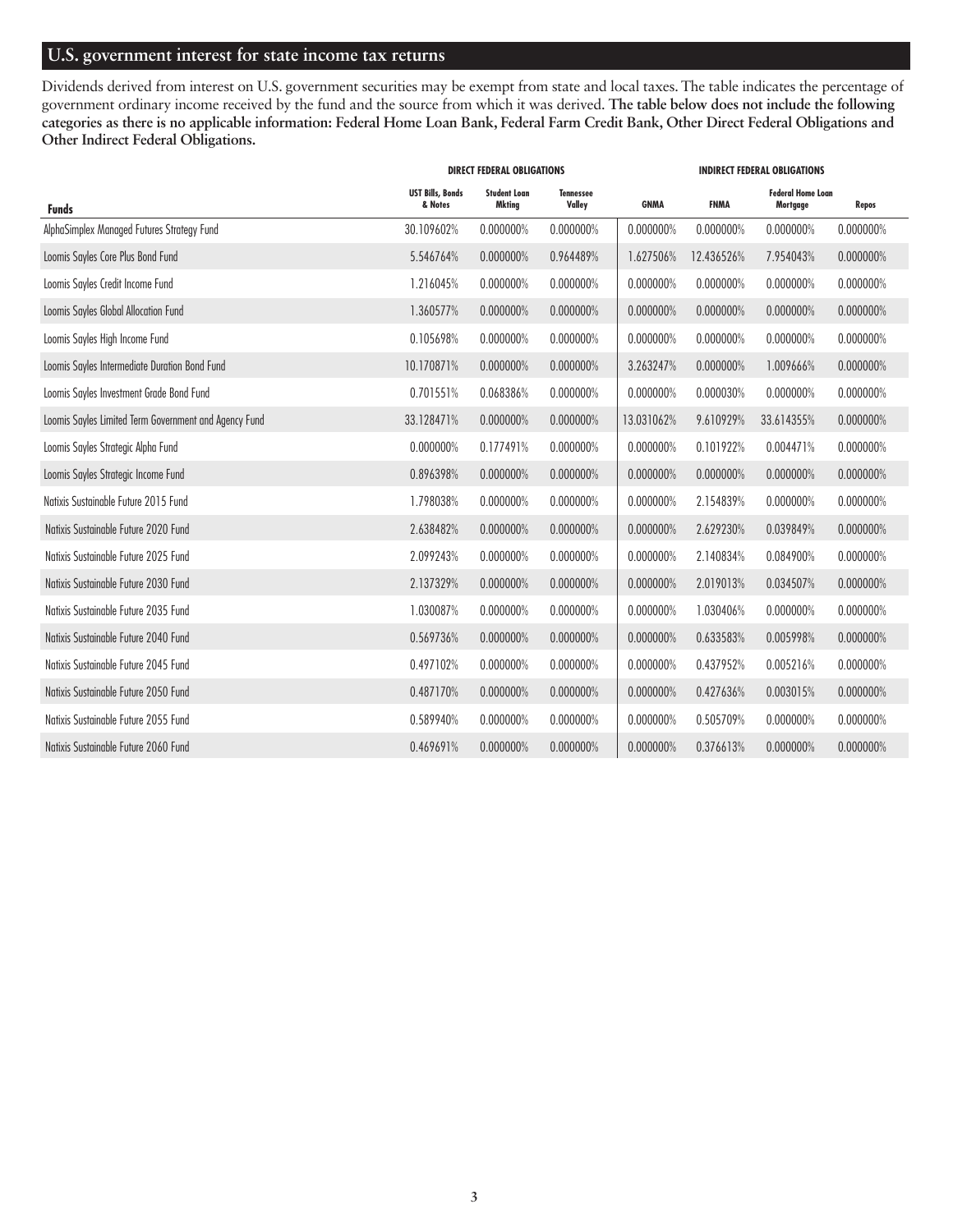## U.S. government interest for state income tax returns

Dividends derived from interest on U.S. government securities may be exempt from state and local taxes. The table indicates the percentage of government ordinary income received by the fund and the source from which it was derived. **The table below does not include the following categories as there is no applicable information: Federal Home Loan Bank, Federal Farm Credit Bank, Other Direct Federal Obligations and Other Indirect Federal Obligations.**

| | DIRECT FEDERAL OBLIGATIONS | | | INDIRECT FEDERAL OBLIGATIONS | | | |
|---|---|---|---|---|---|---|---|
| **Funds** | **UST Bills, Bonds & Notes** | **Student Loan Mkting** | **Tennessee Valley** | **GNMA** | **FNMA** | **Federal Home Loan Mortgage** | **Repos** |
| AlphaSimplex Managed Futures Strategy Fund | 30.109602% | 0.000000% | 0.000000% | 0.000000% | 0.000000% | 0.000000% | 0.000000% |
| Loomis Sayles Core Plus Bond Fund | 5.546764% | 0.000000% | 0.964489% | 1.627506% | 12.436526% | 7.954043% | 0.000000% |
| Loomis Sayles Credit Income Fund | 1.216045% | 0.000000% | 0.000000% | 0.000000% | 0.000000% | 0.000000% | 0.000000% |
| Loomis Sayles Global Allocation Fund | 1.360577% | 0.000000% | 0.000000% | 0.000000% | 0.000000% | 0.000000% | 0.000000% |
| Loomis Sayles High Income Fund | 0.105698% | 0.000000% | 0.000000% | 0.000000% | 0.000000% | 0.000000% | 0.000000% |
| Loomis Sayles Intermediate Duration Bond Fund | 10.170871% | 0.000000% | 0.000000% | 3.263247% | 0.000000% | 1.009666% | 0.000000% |
| Loomis Sayles Investment Grade Bond Fund | 0.701551% | 0.068386% | 0.000000% | 0.000000% | 0.000030% | 0.000000% | 0.000000% |
| Loomis Sayles Limited Term Government and Agency Fund | 33.128471% | 0.000000% | 0.000000% | 13.031062% | 9.610929% | 33.614355% | 0.000000% |
| Loomis Sayles Strategic Alpha Fund | 0.000000% | 0.177491% | 0.000000% | 0.000000% | 0.101922% | 0.004471% | 0.000000% |
| Loomis Sayles Strategic Income Fund | 0.896398% | 0.000000% | 0.000000% | 0.000000% | 0.000000% | 0.000000% | 0.000000% |
| Natixis Sustainable Future 2015 Fund | 1.798038% | 0.000000% | 0.000000% | 0.000000% | 2.154839% | 0.000000% | 0.000000% |
| Natixis Sustainable Future 2020 Fund | 2.638482% | 0.000000% | 0.000000% | 0.000000% | 2.629230% | 0.039849% | 0.000000% |
| Natixis Sustainable Future 2025 Fund | 2.099243% | 0.000000% | 0.000000% | 0.000000% | 2.140834% | 0.084900% | 0.000000% |
| Natixis Sustainable Future 2030 Fund | 2.137329% | 0.000000% | 0.000000% | 0.000000% | 2.019013% | 0.034507% | 0.000000% |
| Natixis Sustainable Future 2035 Fund | 1.030087% | 0.000000% | 0.000000% | 0.000000% | 1.030406% | 0.000000% | 0.000000% |
| Natixis Sustainable Future 2040 Fund | 0.569736% | 0.000000% | 0.000000% | 0.000000% | 0.633583% | 0.005998% | 0.000000% |
| Natixis Sustainable Future 2045 Fund | 0.497102% | 0.000000% | 0.000000% | 0.000000% | 0.437952% | 0.005216% | 0.000000% |
| Natixis Sustainable Future 2050 Fund | 0.487170% | 0.000000% | 0.000000% | 0.000000% | 0.427636% | 0.003015% | 0.000000% |
| Natixis Sustainable Future 2055 Fund | 0.589940% | 0.000000% | 0.000000% | 0.000000% | 0.505709% | 0.000000% | 0.000000% |
| Natixis Sustainable Future 2060 Fund | 0.469691% | 0.000000% | 0.000000% | 0.000000% | 0.376613% | 0.000000% | 0.000000% |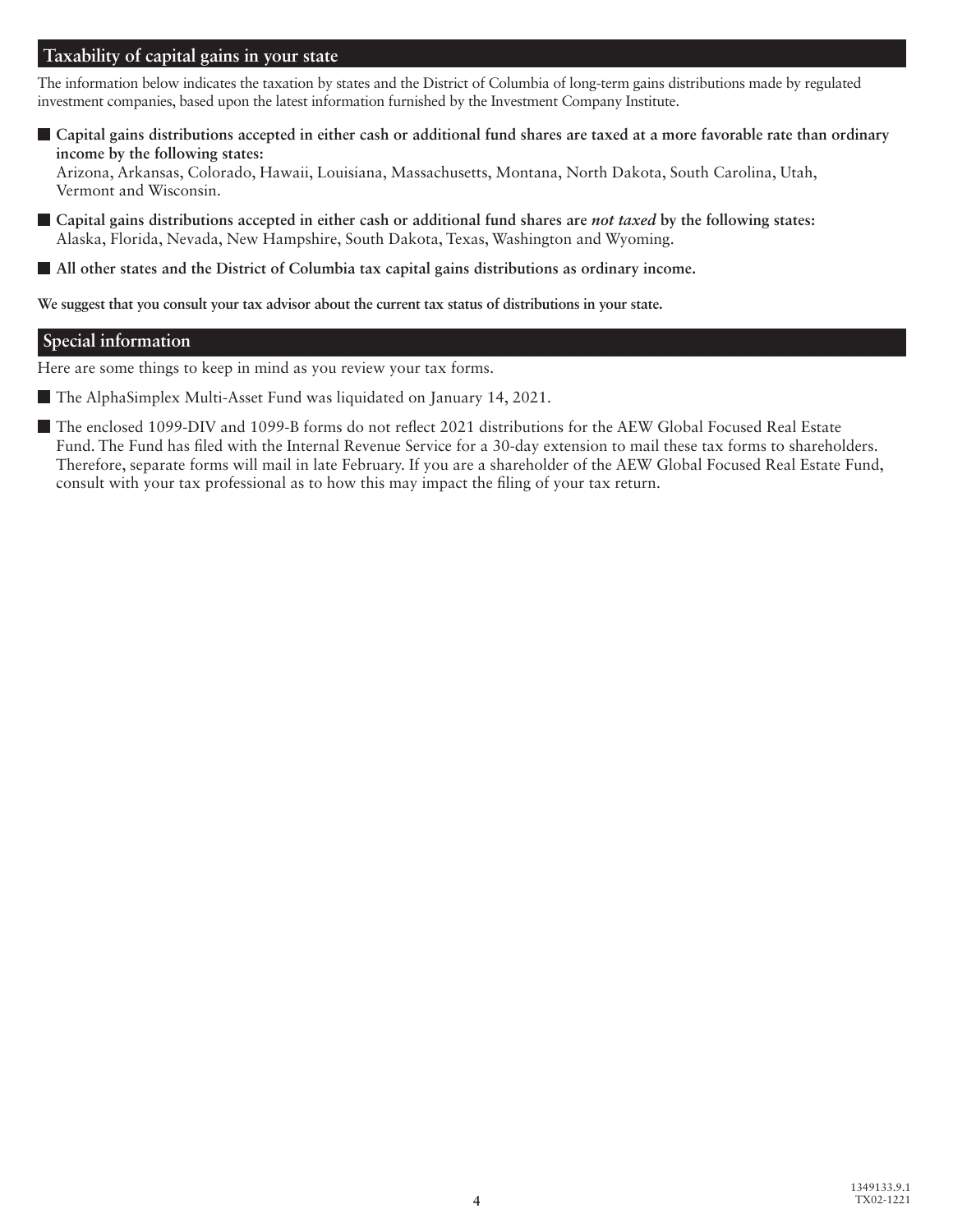## Taxability of capital gains in your state

The information below indicates the taxation by states and the District of Columbia of long-term gains distributions made by regulated investment companies, based upon the latest information furnished by the Investment Company Institute.

- **Capital gains distributions accepted in either cash or additional fund shares are taxed at a more favorable rate than ordinary income by the following states:**
  Arizona, Arkansas, Colorado, Hawaii, Louisiana, Massachusetts, Montana, North Dakota, South Carolina, Utah, Vermont and Wisconsin.
- **Capital gains distributions accepted in either cash or additional fund shares are *not taxed* by the following states:** Alaska, Florida, Nevada, New Hampshire, South Dakota, Texas, Washington and Wyoming.
- **All other states and the District of Columbia tax capital gains distributions as ordinary income.**

**We suggest that you consult your tax advisor about the current tax status of distributions in your state.**

## Special information

Here are some things to keep in mind as you review your tax forms.

- The AlphaSimplex Multi-Asset Fund was liquidated on January 14, 2021.
- The enclosed 1099-DIV and 1099-B forms do not reflect 2021 distributions for the AEW Global Focused Real Estate Fund. The Fund has filed with the Internal Revenue Service for a 30-day extension to mail these tax forms to shareholders. Therefore, separate forms will mail in late February. If you are a shareholder of the AEW Global Focused Real Estate Fund, consult with your tax professional as to how this may impact the filing of your tax return.

1349133.9.1
TX02-1221